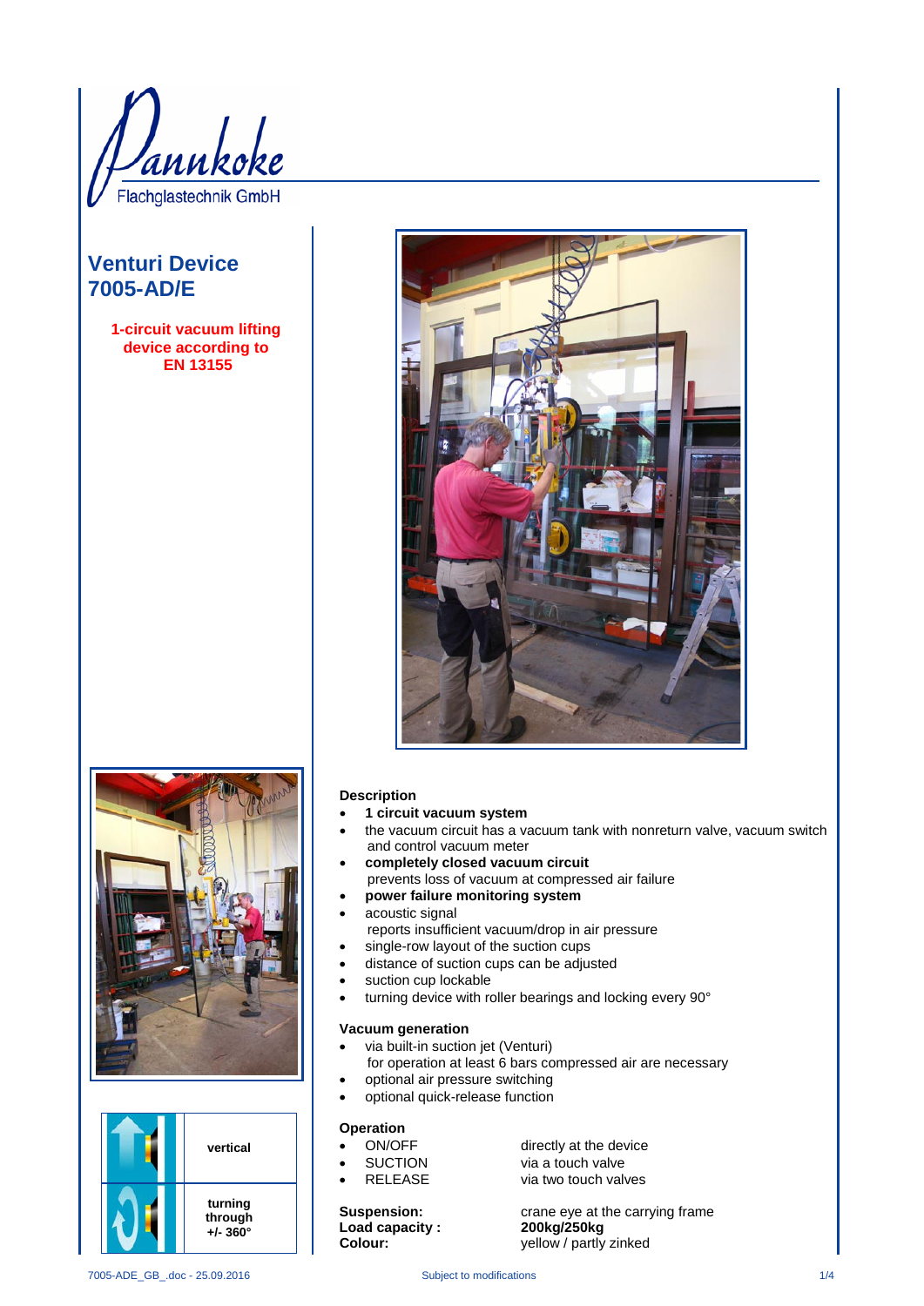Pannkoke
Flachglastechnik GmbH

# Venturi Device 7005-AD/E

**1-circuit vacuum lifting device according to EN 13155**

| | |
|---|---|
| | **vertical** |
| | **turning through +/- 360°** |

### Description

- **1 circuit vacuum system**
- the vacuum circuit has a vacuum tank with nonreturn valve, vacuum switch and control vacuum meter
- **completely closed vacuum circuit**
  prevents loss of vacuum at compressed air failure
- **power failure monitoring system**
- acoustic signal
  reports insufficient vacuum/drop in air pressure
- single-row layout of the suction cups
- distance of suction cups can be adjusted
- suction cup lockable
- turning device with roller bearings and locking every 90°

### Vacuum generation

- via built-in suction jet (Venturi)
  for operation at least 6 bars compressed air are necessary
- optional air pressure switching
- optional quick-release function

### Operation

- ON/OFF — directly at the device
- SUCTION — via a touch valve
- RELEASE — via two touch valves

**Suspension:** crane eye at the carrying frame
**Load capacity :** **200kg/250kg**
**Colour:** yellow / partly zinked

7005-ADE_GB_.doc - 25.09.2016 — Subject to modifications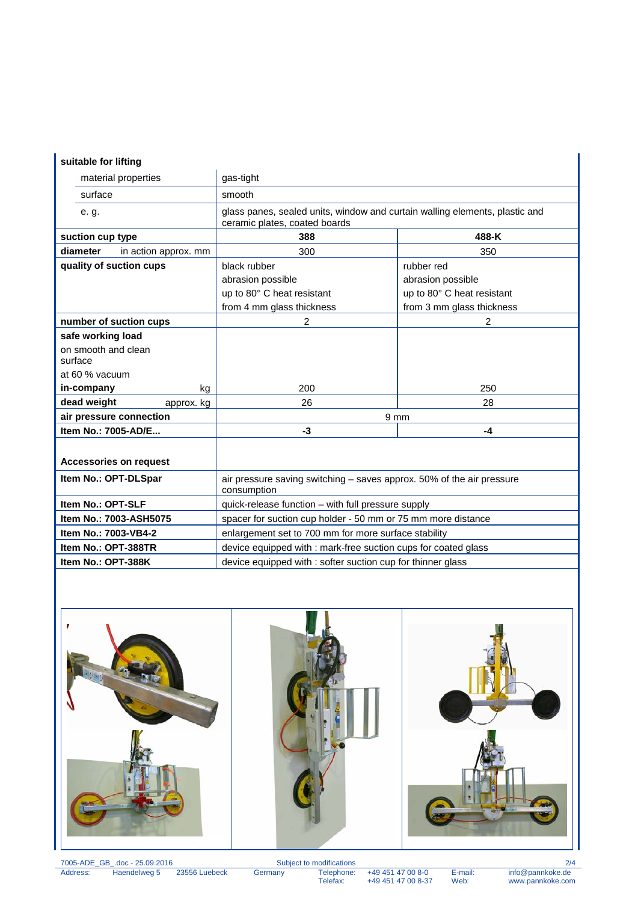| suitable for lifting | | |
|---|---|---|
| material properties | gas-tight | |
| surface | smooth | |
| e. g. | glass panes, sealed units, window and curtain walling elements, plastic and ceramic plates, coated boards | |
| **suction cup type** | **388** | **488-K** |
| **diameter** in action approx. mm | 300 | 350 |
| **quality of suction cups** | black rubber<br>abrasion possible<br>up to 80° C heat resistant<br>from 4 mm glass thickness | rubber red<br>abrasion possible<br>up to 80° C heat resistant<br>from 3 mm glass thickness |
| **number of suction cups** | 2 | 2 |
| **safe working load**<br>on smooth and clean surface<br>at 60 % vacuum<br>**in-company** kg | 200 | 250 |
| **dead weight** approx. kg | 26 | 28 |
| **air pressure connection** | 9 mm | |
| **Item No.: 7005-AD/E...** | **-3** | **-4** |

| **Accessories on request** | |
|---|---|
| **Item No.: OPT-DLSpar** | air pressure saving switching – saves approx. 50% of the air pressure consumption |
| **Item No.: OPT-SLF** | quick-release function – with full pressure supply |
| **Item No.: 7003-ASH5075** | spacer for suction cup holder - 50 mm or 75 mm more distance |
| **Item No.: 7003-VB4-2** | enlargement set to 700 mm for more surface stability |
| **Item No.: OPT-388TR** | device equipped with : mark-free suction cups for coated glass |
| **Item No.: OPT-388K** | device equipped with : softer suction cup for thinner glass |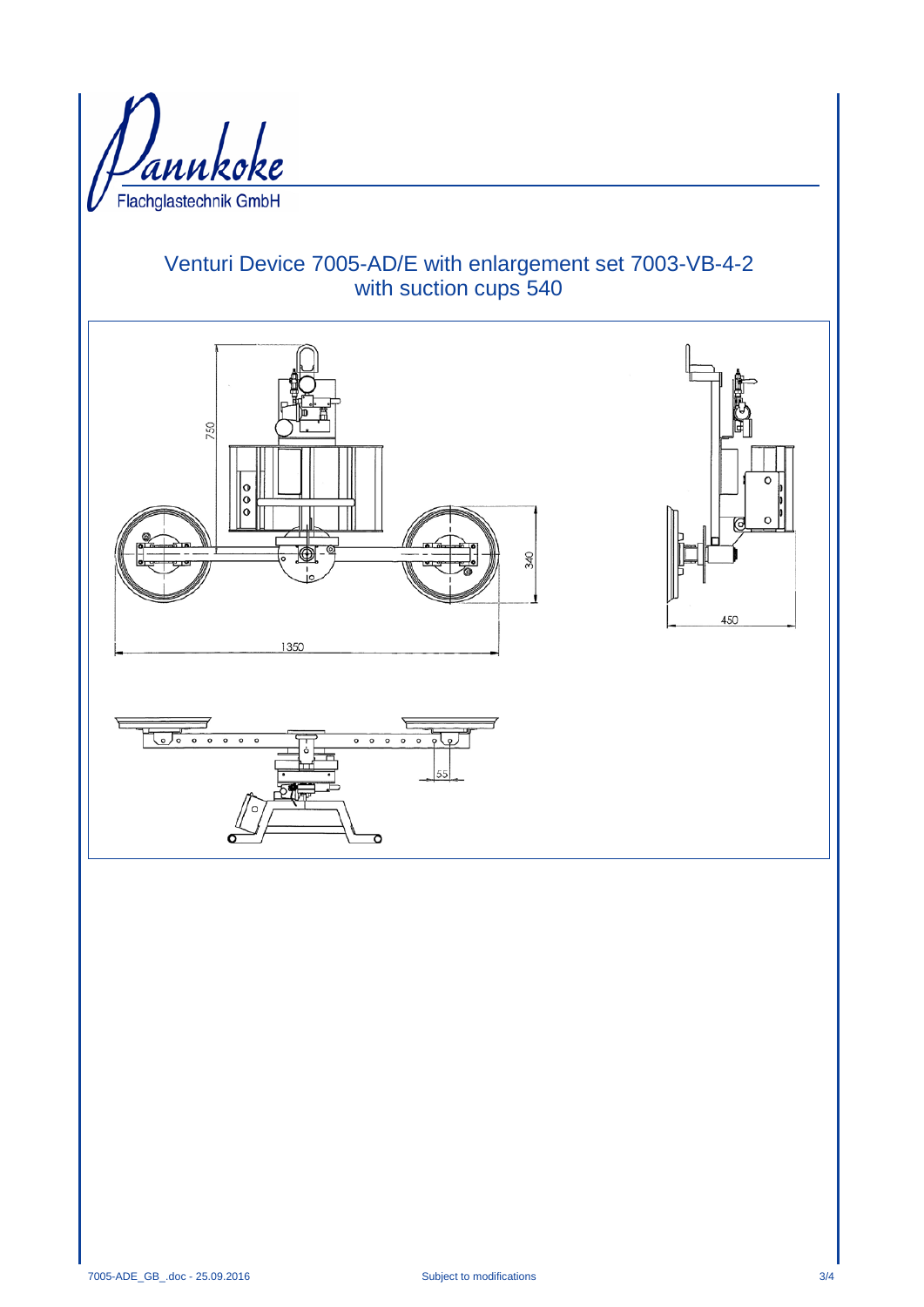# Venturi Device 7005-AD/E with enlargement set 7003-VB-4-2 with suction cups 540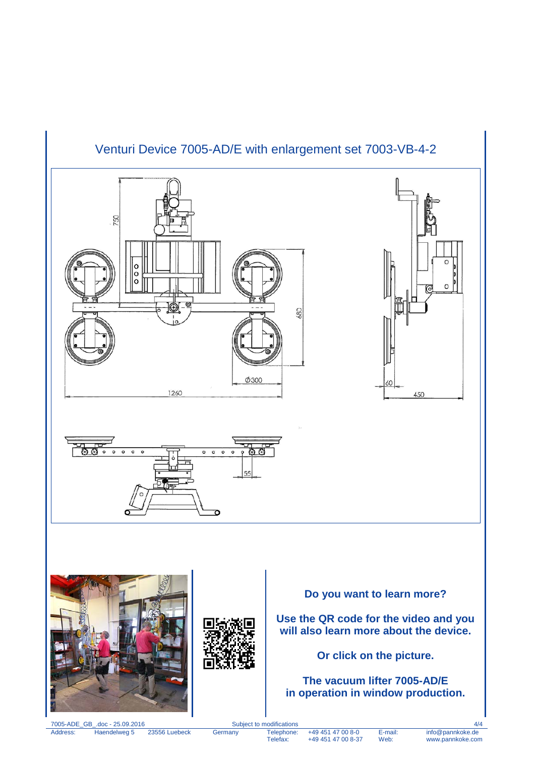# Venturi Device 7005-AD/E with enlargement set 7003-VB-4-2

750

680

Ø300

1260

60

450

55

**Do you want to learn more?**

**Use the QR code for the video and you will also learn more about the device.**

**Or click on the picture.**

**The vacuum lifter 7005-AD/E in operation in window production.**

7005-ADE_GB_.doc - 25.09.2016 Subject to modifications

Address: Haendelweg 5 23556 Luebeck Germany Telephone: +49 451 47 00 8-0 Telefax: +49 451 47 00 8-37 E-mail: info@pannkoke.de Web: www.pannkoke.com